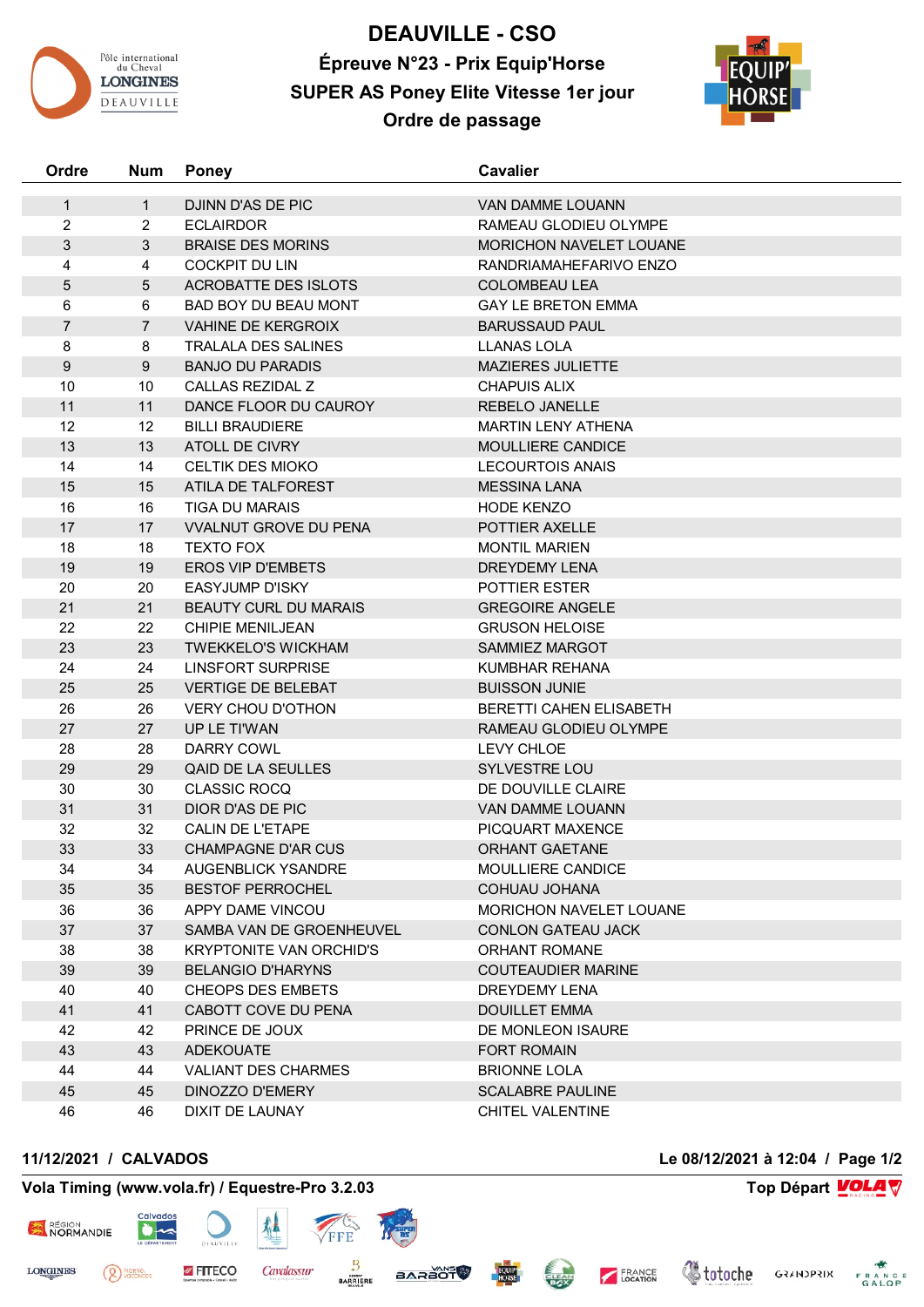# DEAUVILLE - CSO

## Épreuve N°23 - Prix Equip'Horse

## SUPER AS Poney Elite Vitesse 1er jour

## Ordre de passage

| Ordre | Num | Poney | Cavalier |
|---|---|---|---|
| 1 | 1 | DJINN D'AS DE PIC | VAN DAMME LOUANN |
| 2 | 2 | ECLAIRDOR | RAMEAU GLODIEU OLYMPE |
| 3 | 3 | BRAISE DES MORINS | MORICHON NAVELET LOUANE |
| 4 | 4 | COCKPIT DU LIN | RANDRIAMAHEFARIVO ENZO |
| 5 | 5 | ACROBATTE DES ISLOTS | COLOMBEAU LEA |
| 6 | 6 | BAD BOY DU BEAU MONT | GAY LE BRETON EMMA |
| 7 | 7 | VAHINE DE KERGROIX | BARUSSAUD PAUL |
| 8 | 8 | TRALALA DES SALINES | LLANAS LOLA |
| 9 | 9 | BANJO DU PARADIS | MAZIERES JULIETTE |
| 10 | 10 | CALLAS REZIDAL Z | CHAPUIS ALIX |
| 11 | 11 | DANCE FLOOR DU CAUROY | REBELO JANELLE |
| 12 | 12 | BILLI BRAUDIERE | MARTIN LENY ATHENA |
| 13 | 13 | ATOLL DE CIVRY | MOULLIERE CANDICE |
| 14 | 14 | CELTIK DES MIOKO | LECOURTOIS ANAIS |
| 15 | 15 | ATILA DE TALFOREST | MESSINA LANA |
| 16 | 16 | TIGA DU MARAIS | HODE KENZO |
| 17 | 17 | VVALNUT GROVE DU PENA | POTTIER AXELLE |
| 18 | 18 | TEXTO FOX | MONTIL MARIEN |
| 19 | 19 | EROS VIP D'EMBETS | DREYDEMY LENA |
| 20 | 20 | EASYJUMP D'ISKY | POTTIER ESTER |
| 21 | 21 | BEAUTY CURL DU MARAIS | GREGOIRE ANGELE |
| 22 | 22 | CHIPIE MENILJEAN | GRUSON HELOISE |
| 23 | 23 | TWEKKELO'S WICKHAM | SAMMIEZ MARGOT |
| 24 | 24 | LINSFORT SURPRISE | KUMBHAR REHANA |
| 25 | 25 | VERTIGE DE BELEBAT | BUISSON JUNIE |
| 26 | 26 | VERY CHOU D'OTHON | BERETTI CAHEN ELISABETH |
| 27 | 27 | UP LE TI'WAN | RAMEAU GLODIEU OLYMPE |
| 28 | 28 | DARRY COWL | LEVY CHLOE |
| 29 | 29 | QAID DE LA SEULLES | SYLVESTRE LOU |
| 30 | 30 | CLASSIC ROCQ | DE DOUVILLE CLAIRE |
| 31 | 31 | DIOR D'AS DE PIC | VAN DAMME LOUANN |
| 32 | 32 | CALIN DE L'ETAPE | PICQUART MAXENCE |
| 33 | 33 | CHAMPAGNE D'AR CUS | ORHANT GAETANE |
| 34 | 34 | AUGENBLICK YSANDRE | MOULLIERE CANDICE |
| 35 | 35 | BESTOF PERROCHEL | COHUAU JOHANA |
| 36 | 36 | APPY DAME VINCOU | MORICHON NAVELET LOUANE |
| 37 | 37 | SAMBA VAN DE GROENHEUVEL | CONLON GATEAU JACK |
| 38 | 38 | KRYPTONITE VAN ORCHID'S | ORHANT ROMANE |
| 39 | 39 | BELANGIO D'HARYNS | COUTEAUDIER MARINE |
| 40 | 40 | CHEOPS DES EMBETS | DREYDEMY LENA |
| 41 | 41 | CABOTT COVE DU PENA | DOUILLET EMMA |
| 42 | 42 | PRINCE DE JOUX | DE MONLEON ISAURE |
| 43 | 43 | ADEKOUATE | FORT ROMAIN |
| 44 | 44 | VALIANT DES CHARMES | BRIONNE LOLA |
| 45 | 45 | DINOZZO D'EMERY | SCALABRE PAULINE |
| 46 | 46 | DIXIT DE LAUNAY | CHITEL VALENTINE |

**11/12/2021 / CALVADOS** **Le 08/12/2021 à 12:04**

**Vola Timing (www.vola.fr) / Equestre-Pro 3.2.03** **Top Départ**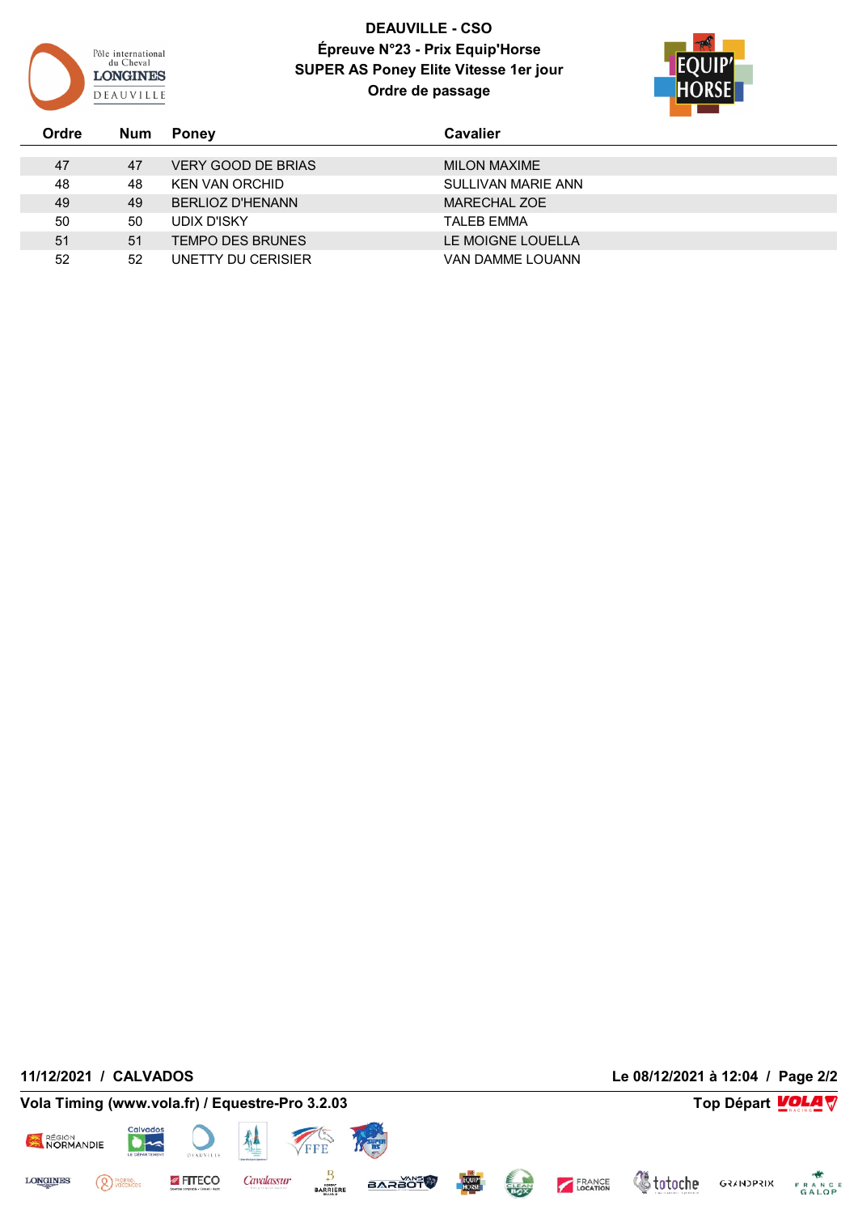**DEAUVILLE - CSO**
**Épreuve N°23 - Prix Equip'Horse**
**SUPER AS Poney Elite Vitesse 1er jour**
**Ordre de passage**

| Ordre | Num | Poney | Cavalier |
|---|---|---|---|
| 47 | 47 | VERY GOOD DE BRIAS | MILON MAXIME |
| 48 | 48 | KEN VAN ORCHID | SULLIVAN MARIE ANN |
| 49 | 49 | BERLIOZ D'HENANN | MARECHAL ZOE |
| 50 | 50 | UDIX D'ISKY | TALEB EMMA |
| 51 | 51 | TEMPO DES BRUNES | LE MOIGNE LOUELLA |
| 52 | 52 | UNETTY DU CERISIER | VAN DAMME LOUANN |

**11/12/2021 / CALVADOS**

**Le 08/12/2021 à 12:04**

**Vola Timing (www.vola.fr) / Equestre-Pro 3.2.03**

**Top Départ**